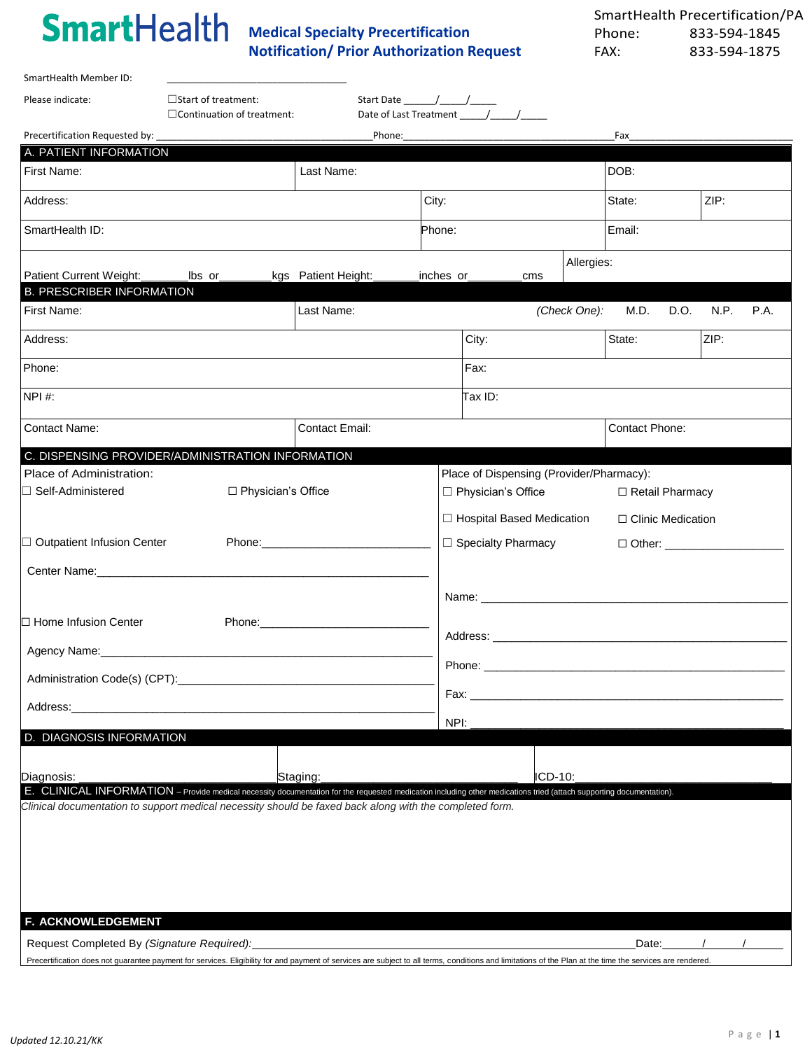# SmartHealth

## Medical Specialty Precertification Notification/ Prior Authorization Request

SmartHealth Precertification/PA
Phone: 833-594-1845
FAX: 833-594-1875

SmartHealth Member ID: ______________________________

Please indicate: ☐Start of treatment: Start Date ______/_____/_____
☐Continuation of treatment: Date of Last Treatment _____/_____/_____

Precertification Requested by: ____________________________________ Phone: ____________________________________ Fax ______________________________

## A. PATIENT INFORMATION

| First Name: | Last Name: | | DOB: | |
|---|---|---|---|---|
| Address: | | City: | State: | ZIP: |
| SmartHealth ID: | | Phone: | Email: | |
| Patient Current Weight:_______lbs or________kgs Patient Height:_______inches or_________cms | | | Allergies: | |

## B. PRESCRIBER INFORMATION

| First Name: | Last Name: | *(Check One):* M.D. D.O. N.P. P.A. | |
|---|---|---|---|
| Address: | | City: | State: ZIP: |
| Phone: | | Fax: | |
| NPI #: | | Tax ID: | |
| Contact Name: | Contact Email: | | Contact Phone: |

## C. DISPENSING PROVIDER/ADMINISTRATION INFORMATION

**Place of Administration:**

☐ Self-Administered ☐ Physician's Office

☐ Outpatient Infusion Center Phone:__________________________

Center Name:______________________________________________________

☐ Home Infusion Center Phone:__________________________

Agency Name:______________________________________________________

Administration Code(s) (CPT):______________________________________

Address:__________________________________________________________

**Place of Dispensing (Provider/Pharmacy):**

☐ Physician's Office ☐ Retail Pharmacy

☐ Hospital Based Medication ☐ Clinic Medication

☐ Specialty Pharmacy ☐ Other: ___________________

Name: ______________________________________________

Address: ____________________________________________

Phone: ______________________________________________

Fax: ________________________________________________

NPI: ________________________________________________

## D. DIAGNOSIS INFORMATION

| Diagnosis: ______________________________ | Staging: ______________________________ | ICD-10: ______________________________ |
|---|---|---|

## E. CLINICAL INFORMATION – Provide medical necessity documentation for the requested medication including other medications tried (attach supporting documentation).

*Clinical documentation to support medical necessity should be faxed back along with the completed form.*

## F. ACKNOWLEDGEMENT

Request Completed By *(Signature Required)*:______________________________________________ Date:_____/_____/_____

Precertification does not guarantee payment for services. Eligibility for and payment of services are subject to all terms, conditions and limitations of the Plan at the time the services are rendered.

*Updated 12.10.21/KK*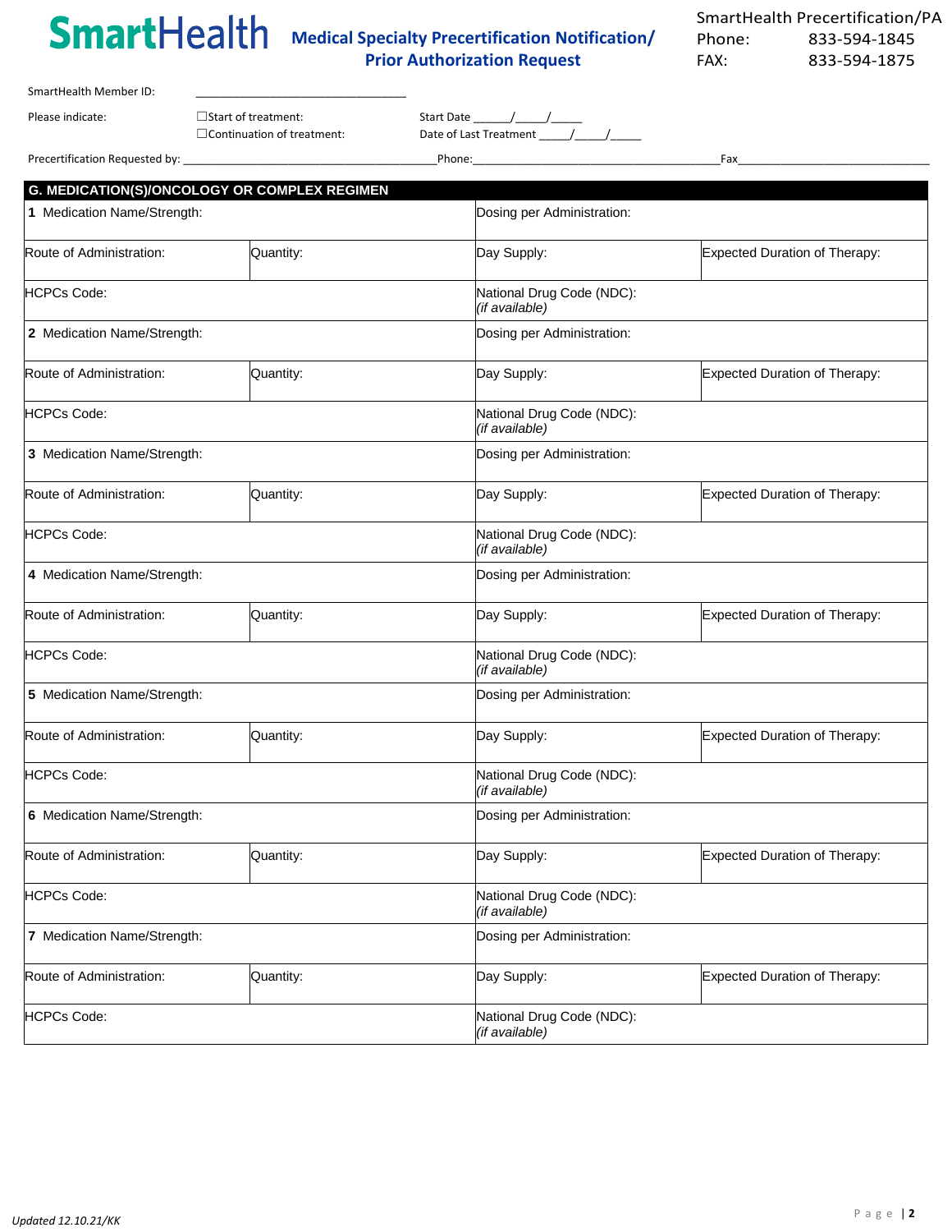**SmartHealth** **Medical Specialty Precertification Notification/ Prior Authorization Request**

SmartHealth Precertification/PA
Phone: 833-594-1845
FAX: 833-594-1875

SmartHealth Member ID: ______________________________

Please indicate: ☐Start of treatment: Start Date ______/_____/_____
☐Continuation of treatment: Date of Last Treatment _____/_____/_____

Precertification Requested by: ________________________________________ Phone: ________________________________________ Fax ______________________________

## G. MEDICATION(S)/ONCOLOGY OR COMPLEX REGIMEN

| 1 Medication Name/Strength: | | Dosing per Administration: | |
|---|---|---|---|
| Route of Administration: | Quantity: | Day Supply: | Expected Duration of Therapy: |
| HCPCs Code: | | National Drug Code (NDC): *(if available)* | |
| 2 Medication Name/Strength: | | Dosing per Administration: | |
| Route of Administration: | Quantity: | Day Supply: | Expected Duration of Therapy: |
| HCPCs Code: | | National Drug Code (NDC): *(if available)* | |
| 3 Medication Name/Strength: | | Dosing per Administration: | |
| Route of Administration: | Quantity: | Day Supply: | Expected Duration of Therapy: |
| HCPCs Code: | | National Drug Code (NDC): *(if available)* | |
| 4 Medication Name/Strength: | | Dosing per Administration: | |
| Route of Administration: | Quantity: | Day Supply: | Expected Duration of Therapy: |
| HCPCs Code: | | National Drug Code (NDC): *(if available)* | |
| 5 Medication Name/Strength: | | Dosing per Administration: | |
| Route of Administration: | Quantity: | Day Supply: | Expected Duration of Therapy: |
| HCPCs Code: | | National Drug Code (NDC): *(if available)* | |
| 6 Medication Name/Strength: | | Dosing per Administration: | |
| Route of Administration: | Quantity: | Day Supply: | Expected Duration of Therapy: |
| HCPCs Code: | | National Drug Code (NDC): *(if available)* | |
| 7 Medication Name/Strength: | | Dosing per Administration: | |
| Route of Administration: | Quantity: | Day Supply: | Expected Duration of Therapy: |
| HCPCs Code: | | National Drug Code (NDC): *(if available)* | |

*Updated 12.10.21/KK*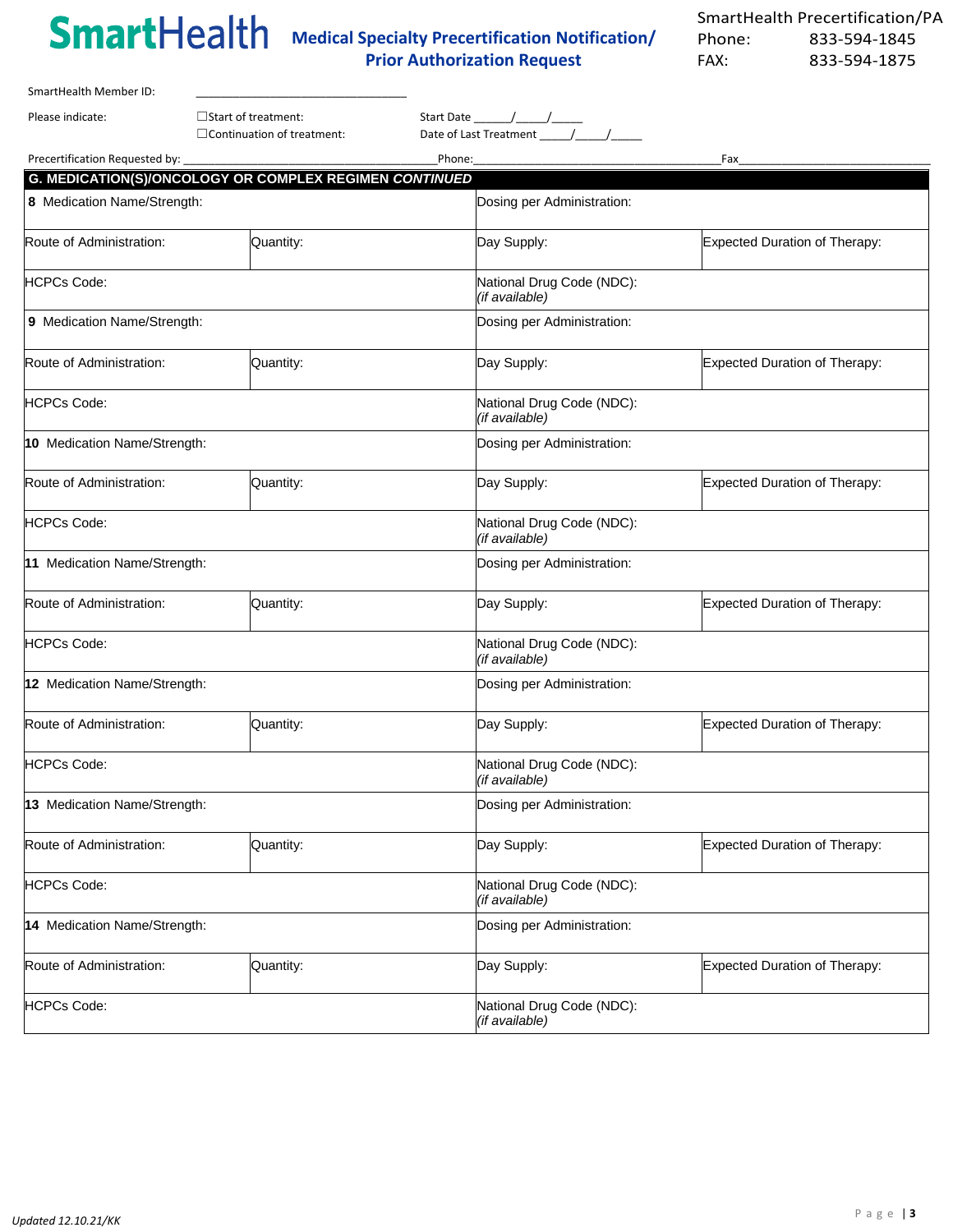**SmartHealth** | **Medical Specialty Precertification Notification/ Prior Authorization Request**

SmartHealth Precertification/PA
Phone: 833-594-1845
FAX: 833-594-1875

SmartHealth Member ID: ______________________________

Please indicate: ☐Start of treatment: Start Date ______/_____/_____
☐Continuation of treatment: Date of Last Treatment _____/_____/_____

Precertification Requested by: ____________________________________Phone:_____________________________________Fax______________________________

## G. MEDICATION(S)/ONCOLOGY OR COMPLEX REGIMEN *CONTINUED*

| | | | |
|---|---|---|---|
| **8** Medication Name/Strength: | | Dosing per Administration: | |
| Route of Administration: | Quantity: | Day Supply: | Expected Duration of Therapy: |
| HCPCs Code: | | National Drug Code (NDC): *(if available)* | |
| **9** Medication Name/Strength: | | Dosing per Administration: | |
| Route of Administration: | Quantity: | Day Supply: | Expected Duration of Therapy: |
| HCPCs Code: | | National Drug Code (NDC): *(if available)* | |
| **10** Medication Name/Strength: | | Dosing per Administration: | |
| Route of Administration: | Quantity: | Day Supply: | Expected Duration of Therapy: |
| HCPCs Code: | | National Drug Code (NDC): *(if available)* | |
| **11** Medication Name/Strength: | | Dosing per Administration: | |
| Route of Administration: | Quantity: | Day Supply: | Expected Duration of Therapy: |
| HCPCs Code: | | National Drug Code (NDC): *(if available)* | |
| **12** Medication Name/Strength: | | Dosing per Administration: | |
| Route of Administration: | Quantity: | Day Supply: | Expected Duration of Therapy: |
| HCPCs Code: | | National Drug Code (NDC): *(if available)* | |
| **13** Medication Name/Strength: | | Dosing per Administration: | |
| Route of Administration: | Quantity: | Day Supply: | Expected Duration of Therapy: |
| HCPCs Code: | | National Drug Code (NDC): *(if available)* | |
| **14** Medication Name/Strength: | | Dosing per Administration: | |
| Route of Administration: | Quantity: | Day Supply: | Expected Duration of Therapy: |
| HCPCs Code: | | National Drug Code (NDC): *(if available)* | |

*Updated 12.10.21/KK*